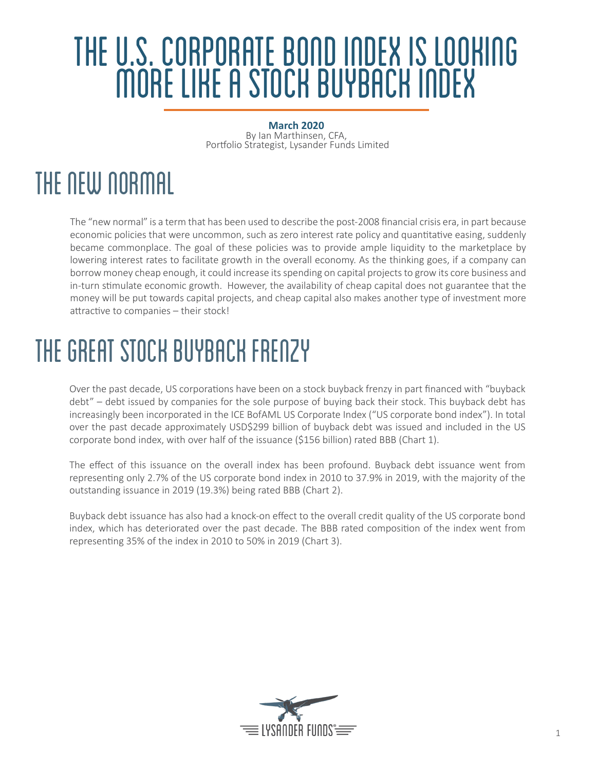# THE U.S. CORPORATE BOND INDEX IS LOOKING MORE LIKE A STOCK BUYBACK INDEX

**March 2020**
By Ian Marthinsen, CFA,
Portfolio Strategist, Lysander Funds Limited

## THE NEW NORMAL

The "new normal" is a term that has been used to describe the post-2008 financial crisis era, in part because economic policies that were uncommon, such as zero interest rate policy and quantitative easing, suddenly became commonplace. The goal of these policies was to provide ample liquidity to the marketplace by lowering interest rates to facilitate growth in the overall economy. As the thinking goes, if a company can borrow money cheap enough, it could increase its spending on capital projects to grow its core business and in-turn stimulate economic growth. However, the availability of cheap capital does not guarantee that the money will be put towards capital projects, and cheap capital also makes another type of investment more attractive to companies – their stock!

## THE GREAT STOCK BUYBACK FRENZY

Over the past decade, US corporations have been on a stock buyback frenzy in part financed with "buyback debt" – debt issued by companies for the sole purpose of buying back their stock. This buyback debt has increasingly been incorporated in the ICE BofAML US Corporate Index ("US corporate bond index"). In total over the past decade approximately USD$299 billion of buyback debt was issued and included in the US corporate bond index, with over half of the issuance ($156 billion) rated BBB (Chart 1).

The effect of this issuance on the overall index has been profound. Buyback debt issuance went from representing only 2.7% of the US corporate bond index in 2010 to 37.9% in 2019, with the majority of the outstanding issuance in 2019 (19.3%) being rated BBB (Chart 2).

Buyback debt issuance has also had a knock-on effect to the overall credit quality of the US corporate bond index, which has deteriorated over the past decade. The BBB rated composition of the index went from representing 35% of the index in 2010 to 50% in 2019 (Chart 3).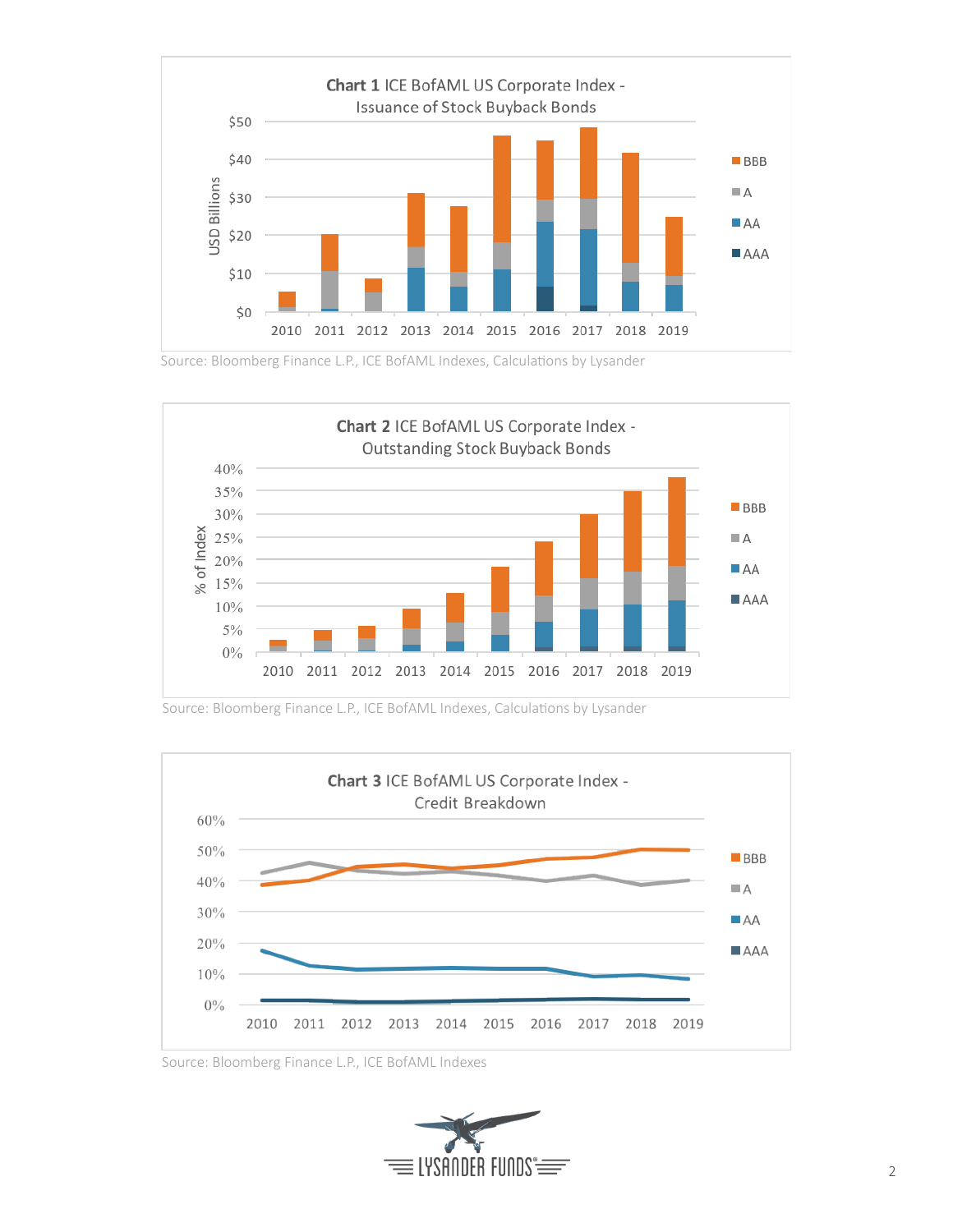**Chart 1** ICE BofAML US Corporate Index - Issuance of Stock Buyback Bonds

USD Billions

$50
$40
$30
$20
$10
$0

2010 2011 2012 2013 2014 2015 2016 2017 2018 2019

BBB
A
AA
AAA

Source: Bloomberg Finance L.P., ICE BofAML Indexes, Calculations by Lysander

**Chart 2** ICE BofAML US Corporate Index - Outstanding Stock Buyback Bonds

% of Index

40%
35%
30%
25%
20%
15%
10%
5%
0%

2010 2011 2012 2013 2014 2015 2016 2017 2018 2019

BBB
A
AA
AAA

Source: Bloomberg Finance L.P., ICE BofAML Indexes, Calculations by Lysander

**Chart 3** ICE BofAML US Corporate Index - Credit Breakdown

60%
50%
40%
30%
20%
10%
0%

2010 2011 2012 2013 2014 2015 2016 2017 2018 2019

BBB
A
AA
AAA

Source: Bloomberg Finance L.P., ICE BofAML Indexes

LYSANDER FUNDS®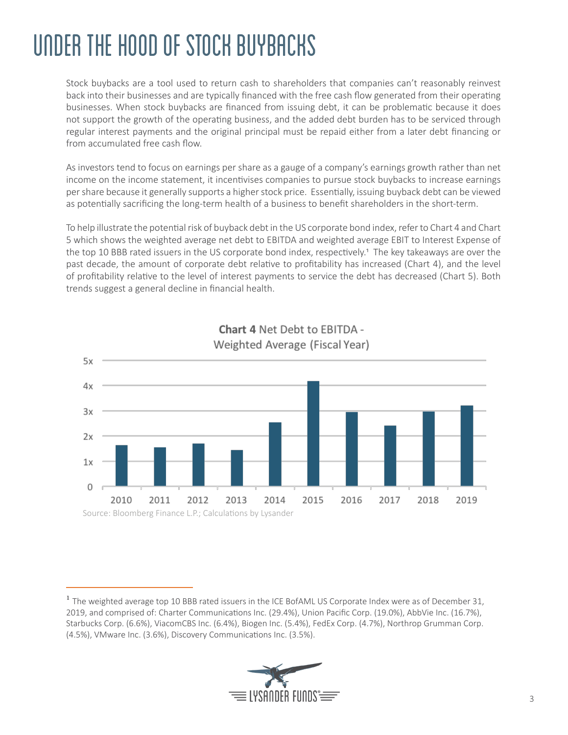# UNDER THE HOOD OF STOCK BUYBACKS

Stock buybacks are a tool used to return cash to shareholders that companies can't reasonably reinvest back into their businesses and are typically financed with the free cash flow generated from their operating businesses. When stock buybacks are financed from issuing debt, it can be problematic because it does not support the growth of the operating business, and the added debt burden has to be serviced through regular interest payments and the original principal must be repaid either from a later debt financing or from accumulated free cash flow.

As investors tend to focus on earnings per share as a gauge of a company's earnings growth rather than net income on the income statement, it incentivises companies to pursue stock buybacks to increase earnings per share because it generally supports a higher stock price. Essentially, issuing buyback debt can be viewed as potentially sacrificing the long-term health of a business to benefit shareholders in the short-term.

To help illustrate the potential risk of buyback debt in the US corporate bond index, refer to Chart 4 and Chart 5 which shows the weighted average net debt to EBITDA and weighted average EBIT to Interest Expense of the top 10 BBB rated issuers in the US corporate bond index, respectively.[1] The key takeaways are over the past decade, the amount of corporate debt relative to profitability has increased (Chart 4), and the level of profitability relative to the level of interest payments to service the debt has decreased (Chart 5). Both trends suggest a general decline in financial health.

**Chart 4** Net Debt to EBITDA - Weighted Average (Fiscal Year)

5x
4x
3x
2x
1x
0

2010 2011 2012 2013 2014 2015 2016 2017 2018 2019

Source: Bloomberg Finance L.P.; Calculations by Lysander

[1] The weighted average top 10 BBB rated issuers in the ICE BofAML US Corporate Index were as of December 31, 2019, and comprised of: Charter Communications Inc. (29.4%), Union Pacific Corp. (19.0%), AbbVie Inc. (16.7%), Starbucks Corp. (6.6%), ViacomCBS Inc. (6.4%), Biogen Inc. (5.4%), FedEx Corp. (4.7%), Northrop Grumman Corp. (4.5%), VMware Inc. (3.6%), Discovery Communications Inc. (3.5%).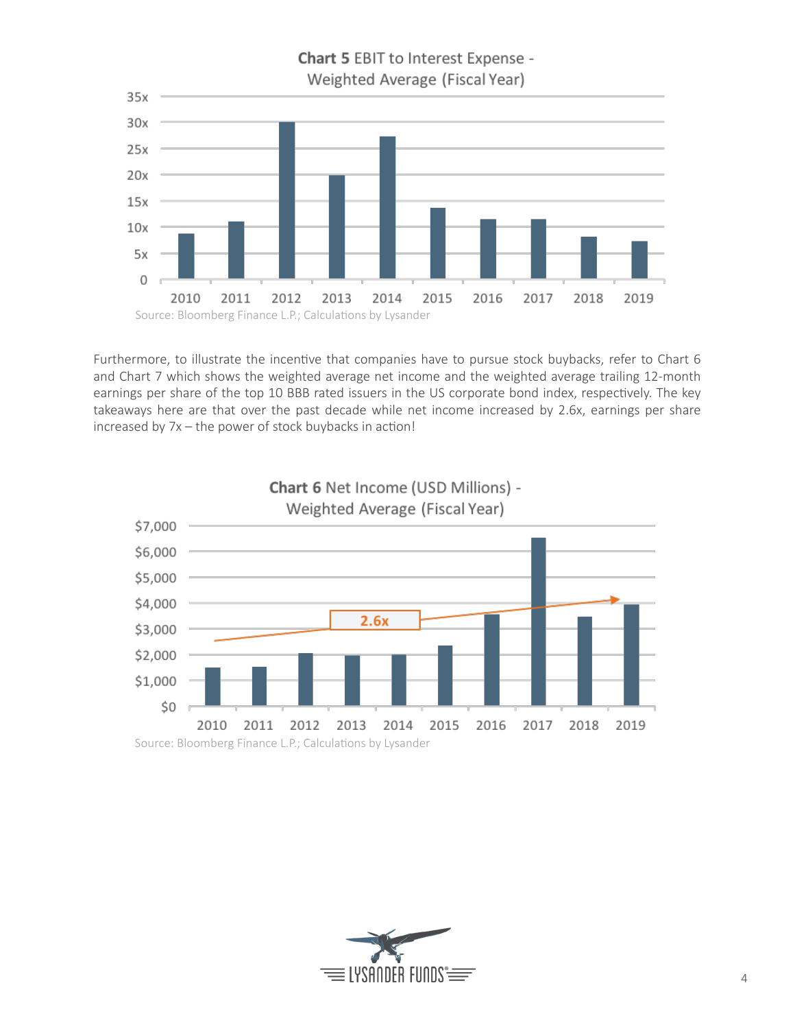**Chart 5** EBIT to Interest Expense - Weighted Average (Fiscal Year)

35x
30x
25x
20x
15x
10x
5x
0

2010 2011 2012 2013 2014 2015 2016 2017 2018 2019

Source: Bloomberg Finance L.P.; Calculations by Lysander

Furthermore, to illustrate the incentive that companies have to pursue stock buybacks, refer to Chart 6 and Chart 7 which shows the weighted average net income and the weighted average trailing 12-month earnings per share of the top 10 BBB rated issuers in the US corporate bond index, respectively. The key takeaways here are that over the past decade while net income increased by 2.6x, earnings per share increased by 7x – the power of stock buybacks in action!

**Chart 6** Net Income (USD Millions) - Weighted Average (Fiscal Year)

$7,000
$6,000
$5,000
$4,000
$3,000
$2,000
$1,000
$0

2.6x

2010 2011 2012 2013 2014 2015 2016 2017 2018 2019

Source: Bloomberg Finance L.P.; Calculations by Lysander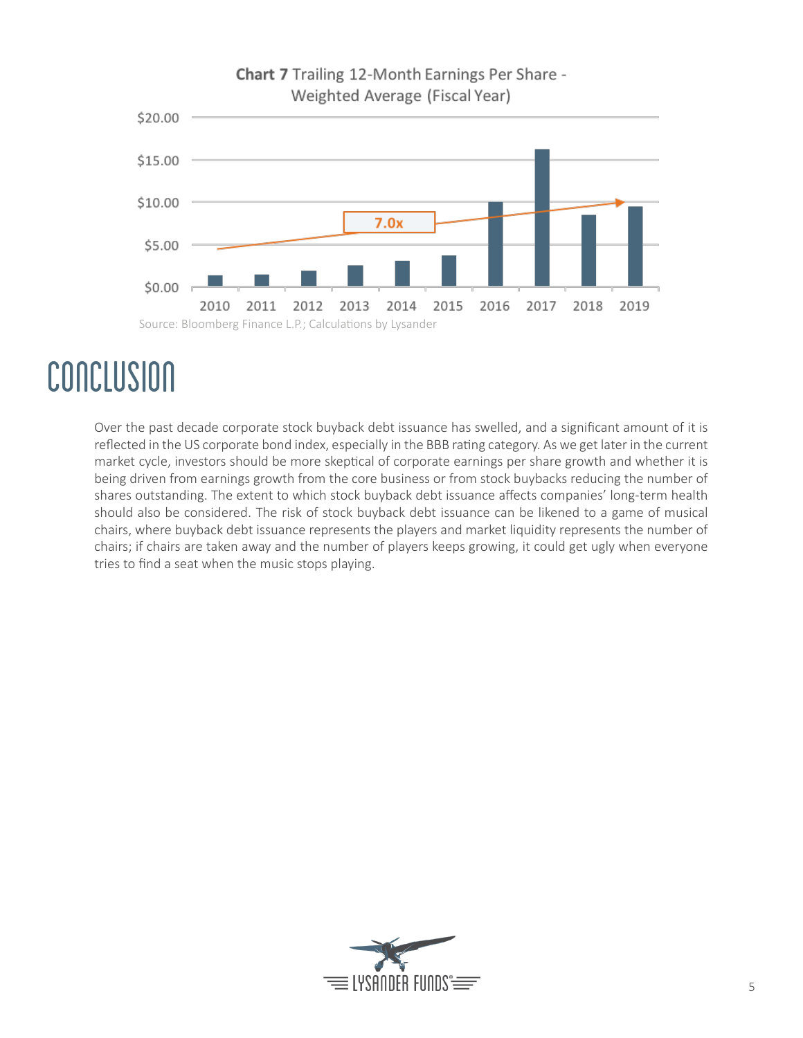**Chart 7** Trailing 12-Month Earnings Per Share - Weighted Average (Fiscal Year)

$20.00
$15.00
$10.00
$5.00
$0.00

7.0x

2010 2011 2012 2013 2014 2015 2016 2017 2018 2019

Source: Bloomberg Finance L.P.; Calculations by Lysander

# CONCLUSION

Over the past decade corporate stock buyback debt issuance has swelled, and a significant amount of it is reflected in the US corporate bond index, especially in the BBB rating category. As we get later in the current market cycle, investors should be more skeptical of corporate earnings per share growth and whether it is being driven from earnings growth from the core business or from stock buybacks reducing the number of shares outstanding. The extent to which stock buyback debt issuance affects companies' long-term health should also be considered. The risk of stock buyback debt issuance can be likened to a game of musical chairs, where buyback debt issuance represents the players and market liquidity represents the number of chairs; if chairs are taken away and the number of players keeps growing, it could get ugly when everyone tries to find a seat when the music stops playing.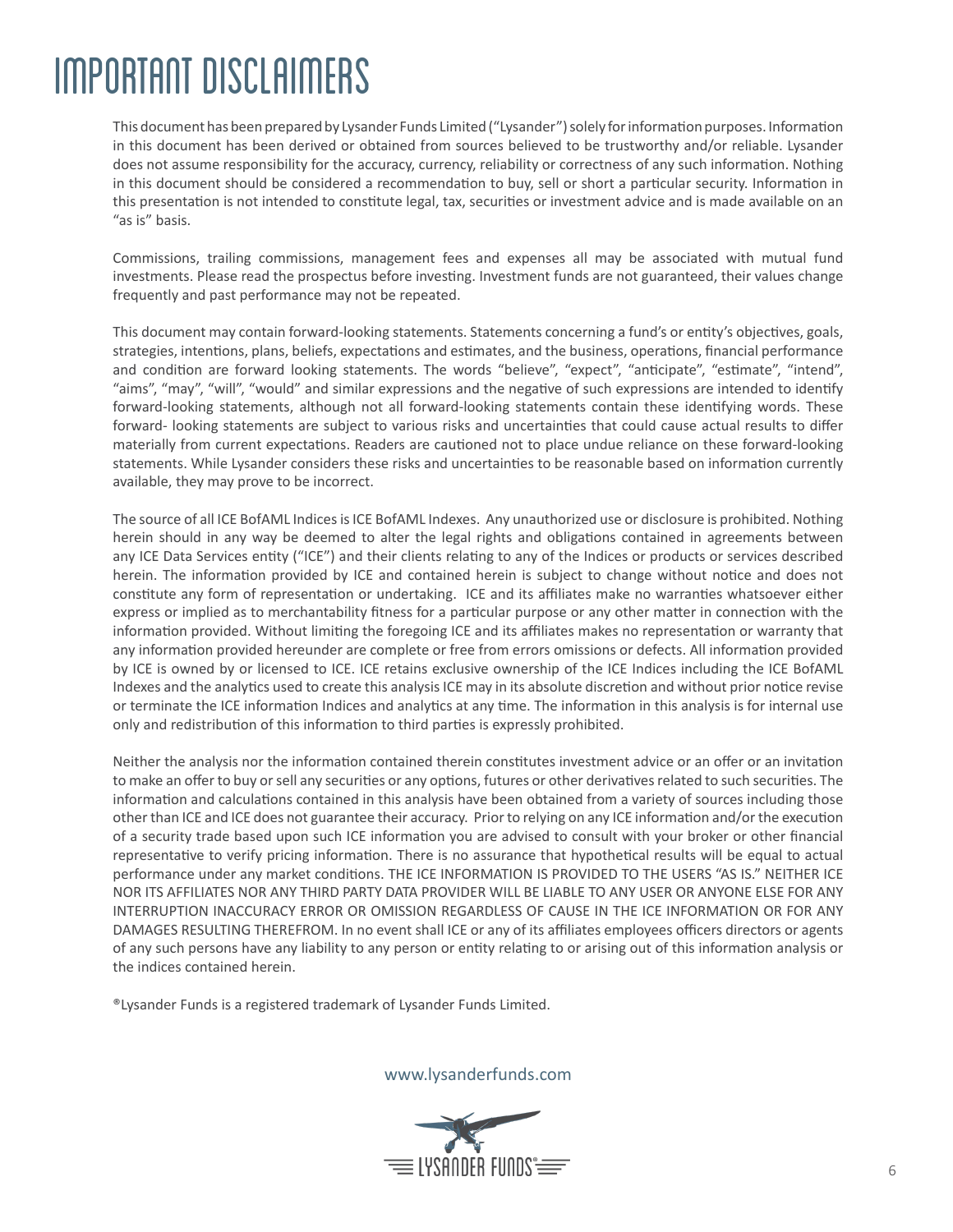# IMPORTANT DISCLAIMERS

This document has been prepared by Lysander Funds Limited ("Lysander") solely for information purposes. Information in this document has been derived or obtained from sources believed to be trustworthy and/or reliable. Lysander does not assume responsibility for the accuracy, currency, reliability or correctness of any such information. Nothing in this document should be considered a recommendation to buy, sell or short a particular security. Information in this presentation is not intended to constitute legal, tax, securities or investment advice and is made available on an "as is" basis.

Commissions, trailing commissions, management fees and expenses all may be associated with mutual fund investments. Please read the prospectus before investing. Investment funds are not guaranteed, their values change frequently and past performance may not be repeated.

This document may contain forward-looking statements. Statements concerning a fund's or entity's objectives, goals, strategies, intentions, plans, beliefs, expectations and estimates, and the business, operations, financial performance and condition are forward looking statements. The words "believe", "expect", "anticipate", "estimate", "intend", "aims", "may", "will", "would" and similar expressions and the negative of such expressions are intended to identify forward-looking statements, although not all forward-looking statements contain these identifying words. These forward- looking statements are subject to various risks and uncertainties that could cause actual results to differ materially from current expectations. Readers are cautioned not to place undue reliance on these forward-looking statements. While Lysander considers these risks and uncertainties to be reasonable based on information currently available, they may prove to be incorrect.

The source of all ICE BofAML Indices is ICE BofAML Indexes. Any unauthorized use or disclosure is prohibited. Nothing herein should in any way be deemed to alter the legal rights and obligations contained in agreements between any ICE Data Services entity ("ICE") and their clients relating to any of the Indices or products or services described herein. The information provided by ICE and contained herein is subject to change without notice and does not constitute any form of representation or undertaking. ICE and its affiliates make no warranties whatsoever either express or implied as to merchantability fitness for a particular purpose or any other matter in connection with the information provided. Without limiting the foregoing ICE and its affiliates makes no representation or warranty that any information provided hereunder are complete or free from errors omissions or defects. All information provided by ICE is owned by or licensed to ICE. ICE retains exclusive ownership of the ICE Indices including the ICE BofAML Indexes and the analytics used to create this analysis ICE may in its absolute discretion and without prior notice revise or terminate the ICE information Indices and analytics at any time. The information in this analysis is for internal use only and redistribution of this information to third parties is expressly prohibited.

Neither the analysis nor the information contained therein constitutes investment advice or an offer or an invitation to make an offer to buy or sell any securities or any options, futures or other derivatives related to such securities. The information and calculations contained in this analysis have been obtained from a variety of sources including those other than ICE and ICE does not guarantee their accuracy. Prior to relying on any ICE information and/or the execution of a security trade based upon such ICE information you are advised to consult with your broker or other financial representative to verify pricing information. There is no assurance that hypothetical results will be equal to actual performance under any market conditions. THE ICE INFORMATION IS PROVIDED TO THE USERS "AS IS." NEITHER ICE NOR ITS AFFILIATES NOR ANY THIRD PARTY DATA PROVIDER WILL BE LIABLE TO ANY USER OR ANYONE ELSE FOR ANY INTERRUPTION INACCURACY ERROR OR OMISSION REGARDLESS OF CAUSE IN THE ICE INFORMATION OR FOR ANY DAMAGES RESULTING THEREFROM. In no event shall ICE or any of its affiliates employees officers directors or agents of any such persons have any liability to any person or entity relating to or arising out of this information analysis or the indices contained herein.

®Lysander Funds is a registered trademark of Lysander Funds Limited.

www.lysanderfunds.com

LYSANDER FUNDS®